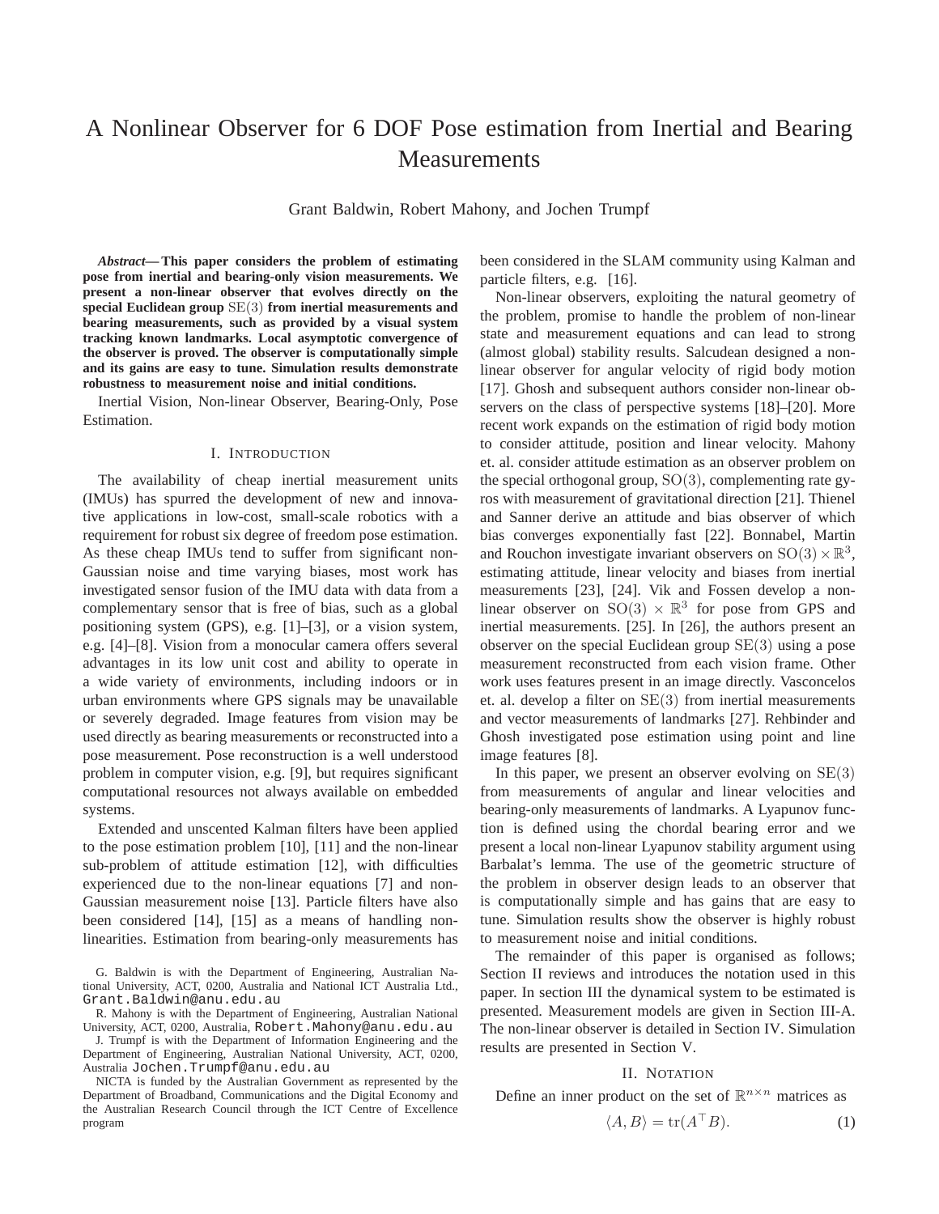# A Nonlinear Observer for 6 DOF Pose estimation from Inertial and Bearing Measurements

Grant Baldwin, Robert Mahony, and Jochen Trumpf

***Abstract*— This paper considers the problem of estimating pose from inertial and bearing-only vision measurements. We present a non-linear observer that evolves directly on the special Euclidean group $\mathrm{SE}(3)$ from inertial measurements and bearing measurements, such as provided by a visual system tracking known landmarks. Local asymptotic convergence of the observer is proved. The observer is computationally simple and its gains are easy to tune. Simulation results demonstrate robustness to measurement noise and initial conditions.**

Inertial Vision, Non-linear Observer, Bearing-Only, Pose Estimation.

## I. Introduction

The availability of cheap inertial measurement units (IMUs) has spurred the development of new and innovative applications in low-cost, small-scale robotics with a requirement for robust six degree of freedom pose estimation. As these cheap IMUs tend to suffer from significant non-Gaussian noise and time varying biases, most work has investigated sensor fusion of the IMU data with data from a complementary sensor that is free of bias, such as a global positioning system (GPS), e.g. [1]–[3], or a vision system, e.g. [4]–[8]. Vision from a monocular camera offers several advantages in its low unit cost and ability to operate in a wide variety of environments, including indoors or in urban environments where GPS signals may be unavailable or severely degraded. Image features from vision may be used directly as bearing measurements or reconstructed into a pose measurement. Pose reconstruction is a well understood problem in computer vision, e.g. [9], but requires significant computational resources not always available on embedded systems.

Extended and unscented Kalman filters have been applied to the pose estimation problem [10], [11] and the non-linear sub-problem of attitude estimation [12], with difficulties experienced due to the non-linear equations [7] and non-Gaussian measurement noise [13]. Particle filters have also been considered [14], [15] as a means of handling non-linearities. Estimation from bearing-only measurements has been considered in the SLAM community using Kalman and particle filters, e.g. [16].

Non-linear observers, exploiting the natural geometry of the problem, promise to handle the problem of non-linear state and measurement equations and can lead to strong (almost global) stability results. Salcudean designed a non-linear observer for angular velocity of rigid body motion [17]. Ghosh and subsequent authors consider non-linear observers on the class of perspective systems [18]–[20]. More recent work expands on the estimation of rigid body motion to consider attitude, position and linear velocity. Mahony et. al. consider attitude estimation as an observer problem on the special orthogonal group, $\mathrm{SO}(3)$, complementing rate gyros with measurement of gravitational direction [21]. Thienel and Sanner derive an attitude and bias observer of which bias converges exponentially fast [22]. Bonnabel, Martin and Rouchon investigate invariant observers on $\mathrm{SO}(3) \times \mathbb{R}^3$, estimating attitude, linear velocity and biases from inertial measurements [23], [24]. Vik and Fossen develop a non-linear observer on $\mathrm{SO}(3) \times \mathbb{R}^3$ for pose from GPS and inertial measurements. [25]. In [26], the authors present an observer on the special Euclidean group $\mathrm{SE}(3)$ using a pose measurement reconstructed from each vision frame. Other work uses features present in an image directly. Vasconcelos et. al. develop a filter on $\mathrm{SE}(3)$ from inertial measurements and vector measurements of landmarks [27]. Rehbinder and Ghosh investigated pose estimation using point and line image features [8].

In this paper, we present an observer evolving on $\mathrm{SE}(3)$ from measurements of angular and linear velocities and bearing-only measurements of landmarks. A Lyapunov function is defined using the chordal bearing error and we present a local non-linear Lyapunov stability argument using Barbalat's lemma. The use of the geometric structure of the problem in observer design leads to an observer that is computationally simple and has gains that are easy to tune. Simulation results show the observer is highly robust to measurement noise and initial conditions.

The remainder of this paper is organised as follows; Section II reviews and introduces the notation used in this paper. In section III the dynamical system to be estimated is presented. Measurement models are given in Section III-A. The non-linear observer is detailed in Section IV. Simulation results are presented in Section V.

## II. Notation

Define an inner product on the set of $\mathbb{R}^{n\times n}$ matrices as

$$\langle A, B\rangle = \mathrm{tr}(A^\top B). \tag{1}$$

G. Baldwin is with the Department of Engineering, Australian National University, ACT, 0200, Australia and National ICT Australia Ltd., Grant.Baldwin@anu.edu.au

R. Mahony is with the Department of Engineering, Australian National University, ACT, 0200, Australia, Robert.Mahony@anu.edu.au

J. Trumpf is with the Department of Information Engineering and the Department of Engineering, Australian National University, ACT, 0200, Australia Jochen.Trumpf@anu.edu.au

NICTA is funded by the Australian Government as represented by the Department of Broadband, Communications and the Digital Economy and the Australian Research Council through the ICT Centre of Excellence program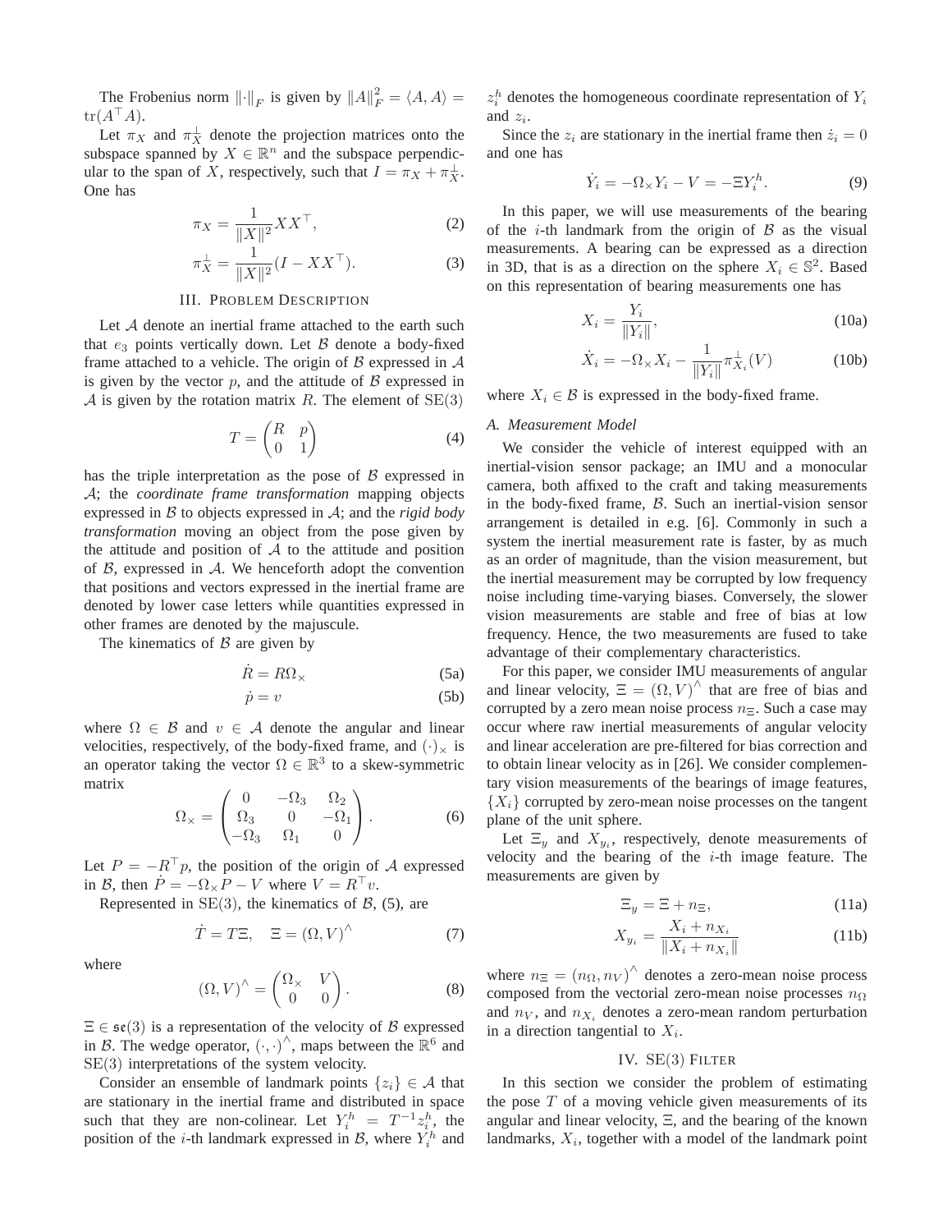The Frobenius norm $\|\cdot\|_F$ is given by $\|A\|_F^2 = \langle A, A \rangle = \mathrm{tr}(A^\top A)$.

Let $\pi_X$ and $\pi_X^\perp$ denote the projection matrices onto the subspace spanned by $X \in \mathbb{R}^n$ and the subspace perpendicular to the span of $X$, respectively, such that $I = \pi_X + \pi_X^\perp$. One has

$$\pi_X = \frac{1}{\|X\|^2} X X^\top, \tag{2}$$

$$\pi_X^\perp = \frac{1}{\|X\|^2}(I - XX^\top). \tag{3}$$

## III. Problem Description

Let $\mathcal{A}$ denote an inertial frame attached to the earth such that $e_3$ points vertically down. Let $\mathcal{B}$ denote a body-fixed frame attached to a vehicle. The origin of $\mathcal{B}$ expressed in $\mathcal{A}$ is given by the vector $p$, and the attitude of $\mathcal{B}$ expressed in $\mathcal{A}$ is given by the rotation matrix $R$. The element of $\mathrm{SE}(3)$

$$T = \begin{pmatrix} R & p \\ 0 & 1 \end{pmatrix} \tag{4}$$

has the triple interpretation as the pose of $\mathcal{B}$ expressed in $\mathcal{A}$; the *coordinate frame transformation* mapping objects expressed in $\mathcal{B}$ to objects expressed in $\mathcal{A}$; and the *rigid body transformation* moving an object from the pose given by the attitude and position of $\mathcal{A}$ to the attitude and position of $\mathcal{B}$, expressed in $\mathcal{A}$. We henceforth adopt the convention that positions and vectors expressed in the inertial frame are denoted by lower case letters while quantities expressed in other frames are denoted by the majuscule.

The kinematics of $\mathcal{B}$ are given by

$$\dot{R} = R\Omega_\times \tag{5a}$$

$$\dot{p} = v \tag{5b}$$

where $\Omega \in \mathcal{B}$ and $v \in \mathcal{A}$ denote the angular and linear velocities, respectively, of the body-fixed frame, and $(\cdot)_\times$ is an operator taking the vector $\Omega \in \mathbb{R}^3$ to a skew-symmetric matrix

$$\Omega_\times = \begin{pmatrix} 0 & -\Omega_3 & \Omega_2 \\ \Omega_3 & 0 & -\Omega_1 \\ -\Omega_3 & \Omega_1 & 0 \end{pmatrix}. \tag{6}$$

Let $P = -R^\top p$, the position of the origin of $\mathcal{A}$ expressed in $\mathcal{B}$, then $\dot{P} = -\Omega_\times P - V$ where $V = R^\top v$.

Represented in $\mathrm{SE}(3)$, the kinematics of $\mathcal{B}$, (5), are

$$\dot{T} = T\Xi, \quad \Xi = (\Omega, V)^\wedge \tag{7}$$

where

$$(\Omega, V)^\wedge = \begin{pmatrix} \Omega_\times & V \\ 0 & 0 \end{pmatrix}. \tag{8}$$

$\Xi \in \mathfrak{se}(3)$ is a representation of the velocity of $\mathcal{B}$ expressed in $\mathcal{B}$. The wedge operator, $(\cdot,\cdot)^\wedge$, maps between the $\mathbb{R}^6$ and $\mathrm{SE}(3)$ interpretations of the system velocity.

Consider an ensemble of landmark points $\{z_i\} \in \mathcal{A}$ that are stationary in the inertial frame and distributed in space such that they are non-colinear. Let $Y_i^h = T^{-1} z_i^h$, the position of the $i$-th landmark expressed in $\mathcal{B}$, where $Y_i^h$ and $z_i^h$ denotes the homogeneous coordinate representation of $Y_i$ and $z_i$.

Since the $z_i$ are stationary in the inertial frame then $\dot{z}_i = 0$ and one has

$$\dot{Y}_i = -\Omega_\times Y_i - V = -\Xi Y_i^h. \tag{9}$$

In this paper, we will use measurements of the bearing of the $i$-th landmark from the origin of $\mathcal{B}$ as the visual measurements. A bearing can be expressed as a direction in 3D, that is as a direction on the sphere $X_i \in \mathbb{S}^2$. Based on this representation of bearing measurements one has

$$X_i = \frac{Y_i}{\|Y_i\|}, \tag{10a}$$

$$\dot{X}_i = -\Omega_\times X_i - \frac{1}{\|Y_i\|}\pi_{X_i}^\perp(V) \tag{10b}$$

where $X_i \in \mathcal{B}$ is expressed in the body-fixed frame.

### A. Measurement Model

We consider the vehicle of interest equipped with an inertial-vision sensor package; an IMU and a monocular camera, both affixed to the craft and taking measurements in the body-fixed frame, $\mathcal{B}$. Such an inertial-vision sensor arrangement is detailed in e.g. [6]. Commonly in such a system the inertial measurement rate is faster, by as much as an order of magnitude, than the vision measurement, but the inertial measurement may be corrupted by low frequency noise including time-varying biases. Conversely, the slower vision measurements are stable and free of bias at low frequency. Hence, the two measurements are fused to take advantage of their complementary characteristics.

For this paper, we consider IMU measurements of angular and linear velocity, $\Xi = (\Omega, V)^\wedge$ that are free of bias and corrupted by a zero mean noise process $n_\Xi$. Such a case may occur where raw inertial measurements of angular velocity and linear acceleration are pre-filtered for bias correction and to obtain linear velocity as in [26]. We consider complementary vision measurements of the bearings of image features, $\{X_i\}$ corrupted by zero-mean noise processes on the tangent plane of the unit sphere.

Let $\Xi_y$ and $X_{y_i}$, respectively, denote measurements of velocity and the bearing of the $i$-th image feature. The measurements are given by

$$\Xi_y = \Xi + n_\Xi, \tag{11a}$$

$$X_{y_i} = \frac{X_i + n_{X_i}}{\|X_i + n_{X_i}\|} \tag{11b}$$

where $n_\Xi = (n_\Omega, n_V)^\wedge$ denotes a zero-mean noise process composed from the vectorial zero-mean noise processes $n_\Omega$ and $n_V$, and $n_{X_i}$ denotes a zero-mean random perturbation in a direction tangential to $X_i$.

## IV. SE(3) Filter

In this section we consider the problem of estimating the pose $T$ of a moving vehicle given measurements of its angular and linear velocity, $\Xi$, and the bearing of the known landmarks, $X_i$, together with a model of the landmark point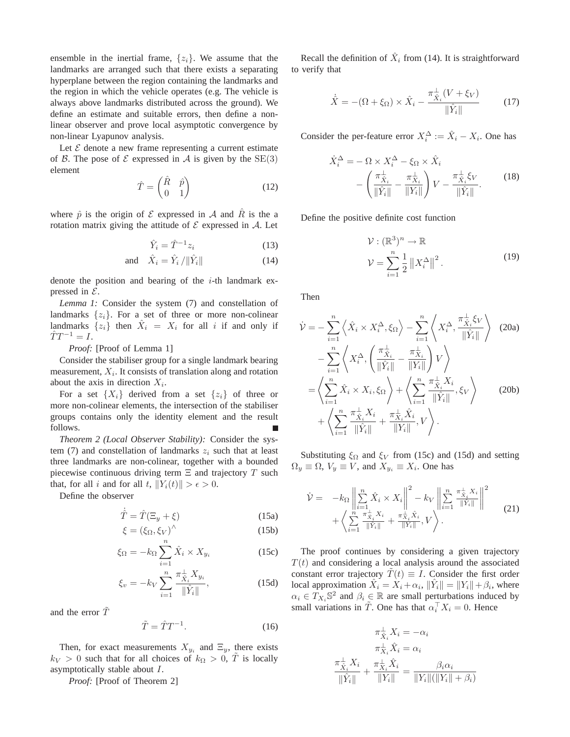ensemble in the inertial frame, $\{z_i\}$. We assume that the landmarks are arranged such that there exists a separating hyperplane between the region containing the landmarks and the region in which the vehicle operates (e.g. The vehicle is always above landmarks distributed across the ground). We define an estimate and suitable errors, then define a non-linear observer and prove local asymptotic convergence by non-linear Lyapunov analysis.

Let $\mathcal{E}$ denote a new frame representing a current estimate of $\mathcal{B}$. The pose of $\mathcal{E}$ expressed in $\mathcal{A}$ is given by the $\mathrm{SE}(3)$ element

$$\hat{T} = \begin{pmatrix} \hat{R} & \hat{p} \\ 0 & 1 \end{pmatrix} \tag{12}$$

where $\hat{p}$ is the origin of $\mathcal{E}$ expressed in $\mathcal{A}$ and $\hat{R}$ is the a rotation matrix giving the attitude of $\mathcal{E}$ expressed in $\mathcal{A}$. Let

$$\hat{Y}_i = \hat{T}^{-1} z_i \tag{13}$$

$$\text{and} \quad \hat{X}_i = \hat{Y}_i / \|\hat{Y}_i\| \tag{14}$$

denote the position and bearing of the $i$-th landmark expressed in $\mathcal{E}$.

*Lemma 1:* Consider the system (7) and constellation of landmarks $\{z_i\}$. For a set of three or more non-colinear landmarks $\{z_i\}$ then $\hat{X}_i = X_i$ for all $i$ if and only if $\hat{T}T^{-1} = I$.

*Proof:* [Proof of Lemma 1]

Consider the stabiliser group for a single landmark bearing measurement, $X_i$. It consists of translation along and rotation about the axis in direction $X_i$.

For a set $\{X_i\}$ derived from a set $\{z_i\}$ of three or more non-colinear elements, the intersection of the stabiliser groups contains only the identity element and the result follows. ∎

*Theorem 2 (Local Observer Stability):* Consider the system (7) and constellation of landmarks $z_i$ such that at least three landmarks are non-colinear, together with a bounded piecewise continuous driving term $\Xi$ and trajectory $T$ such that, for all $i$ and for all $t$, $\|Y_i(t)\| > \epsilon > 0$.

Define the observer

$$\dot{\hat{T}} = \hat{T}(\Xi_y + \xi) \tag{15a}$$

$$\xi = (\xi_\Omega, \xi_V)^\wedge \tag{15b}$$

$$\xi_\Omega = -k_\Omega \sum_{i=1}^{n} \hat{X}_i \times X_{y_i} \tag{15c}$$

$$\xi_v = -k_V \sum_{i=1}^{n} \frac{\pi^\perp_{\hat{X}_i} X_{y_i}}{\|\hat{Y}_i\|}, \tag{15d}$$

and the error $\tilde{T}$

$$\tilde{T} = \hat{T}T^{-1}. \tag{16}$$

Then, for exact measurements $X_{y_i}$ and $\Xi_y$, there exists $k_V > 0$ such that for all choices of $k_\Omega > 0$, $\tilde{T}$ is locally asymptotically stable about $I$.

*Proof:* [Proof of Theorem 2]

Recall the definition of $\hat{X}_i$ from (14). It is straightforward to verify that

$$\dot{\hat{X}} = -(\Omega + \xi_\Omega) \times \hat{X}_i - \frac{\pi^\perp_{\hat{X}_i}(V + \xi_V)}{\|\hat{Y}_i\|} \tag{17}$$

Consider the per-feature error $X_i^\Delta := \hat{X}_i - X_i$. One has

$$\begin{aligned} \dot{X}_i^\Delta = &- \Omega \times X_i^\Delta - \xi_\Omega \times \hat{X}_i \\ &- \left( \frac{\pi^\perp_{\hat{X}_i}}{\|\hat{Y}_i\|} - \frac{\pi^\perp_{X_i}}{\|Y_i\|} \right) V - \frac{\pi^\perp_{\hat{X}_i} \xi_V}{\|\hat{Y}_i\|}. \end{aligned} \tag{18}$$

Define the positive definite cost function

$$\begin{aligned} &\mathcal{V} : (\mathbb{R}^3)^n \to \mathbb{R} \\ &\mathcal{V} = \sum_{i=1}^{n} \frac{1}{2} \left\| X_i^\Delta \right\|^2. \end{aligned} \tag{19}$$

Then

$$\begin{aligned} \dot{\mathcal{V}} = &- \sum_{i=1}^{n} \left\langle \hat{X}_i \times X_i^\Delta, \xi_\Omega \right\rangle - \sum_{i=1}^{n} \left\langle X_i^\Delta, \frac{\pi^\perp_{\hat{X}_i} \xi_V}{\|\hat{Y}_i\|} \right\rangle \quad (20a) \\ &- \sum_{i=1}^{n} \left\langle X_i^\Delta, \left( \frac{\pi^\perp_{\hat{X}_i}}{\|\hat{Y}_i\|} - \frac{\pi^\perp_{X_i}}{\|Y_i\|} \right) V \right\rangle \\ = &\left\langle \sum_{i=1}^{n} \hat{X}_i \times X_i, \xi_\Omega \right\rangle + \left\langle \sum_{i=1}^{n} \frac{\pi^\perp_{\hat{X}_i} X_i}{\|\hat{Y}_i\|}, \xi_V \right\rangle \quad (20b) \\ &+ \left\langle \sum_{i=1}^{n} \frac{\pi^\perp_{\hat{X}_i} X_i}{\|\hat{Y}_i\|} + \frac{\pi^\perp_{X_i} \hat{X}_i}{\|Y_i\|}, V \right\rangle. \end{aligned}$$

Substituting $\xi_\Omega$ and $\xi_V$ from (15c) and (15d) and setting $\Omega_y \equiv \Omega$, $V_y \equiv V$, and $X_{y_i} \equiv X_i$. One has

$$\begin{aligned} \dot{\mathcal{V}} = \; &-k_\Omega \left\| \sum_{i=1}^{n} \hat{X}_i \times X_i \right\|^2 - k_V \left\| \sum_{i=1}^{n} \frac{\pi^\perp_{\hat{X}_i} X_i}{\|\hat{Y}_i\|} \right\|^2 \\ &+ \left\langle \sum_{i=1}^{n} \frac{\pi^\perp_{\hat{X}_i} X_i}{\|\hat{Y}_i\|} + \frac{\pi^\perp_{X_i} \hat{X}_i}{\|Y_i\|}, V \right\rangle. \end{aligned} \tag{21}$$

The proof continues by considering a given trajectory $T(t)$ and considering a local analysis around the associated constant error trajectory $\tilde{T}(t) \equiv I$. Consider the first order local approximation $\hat{X}_i = X_i + \alpha_i$, $\|\hat{Y}_i\| = \|Y_i\| + \beta_i$, where $\alpha_i \in T_{X_i}\mathbb{S}^2$ and $\beta_i \in \mathbb{R}$ are small perturbations induced by small variations in $\tilde{T}$. One has that $\alpha_i^\top X_i = 0$. Hence

$$\begin{aligned} \pi^\perp_{\hat{X}_i} X_i &= -\alpha_i \\ \pi^\perp_{X_i} \hat{X}_i &= \alpha_i \\ \frac{\pi^\perp_{\hat{X}_i} X_i}{\|\hat{Y}_i\|} + \frac{\pi^\perp_{X_i} \hat{X}_i}{\|Y_i\|} &= \frac{\beta_i \alpha_i}{\|Y_i\|(\|Y_i\| + \beta_i)} \end{aligned}$$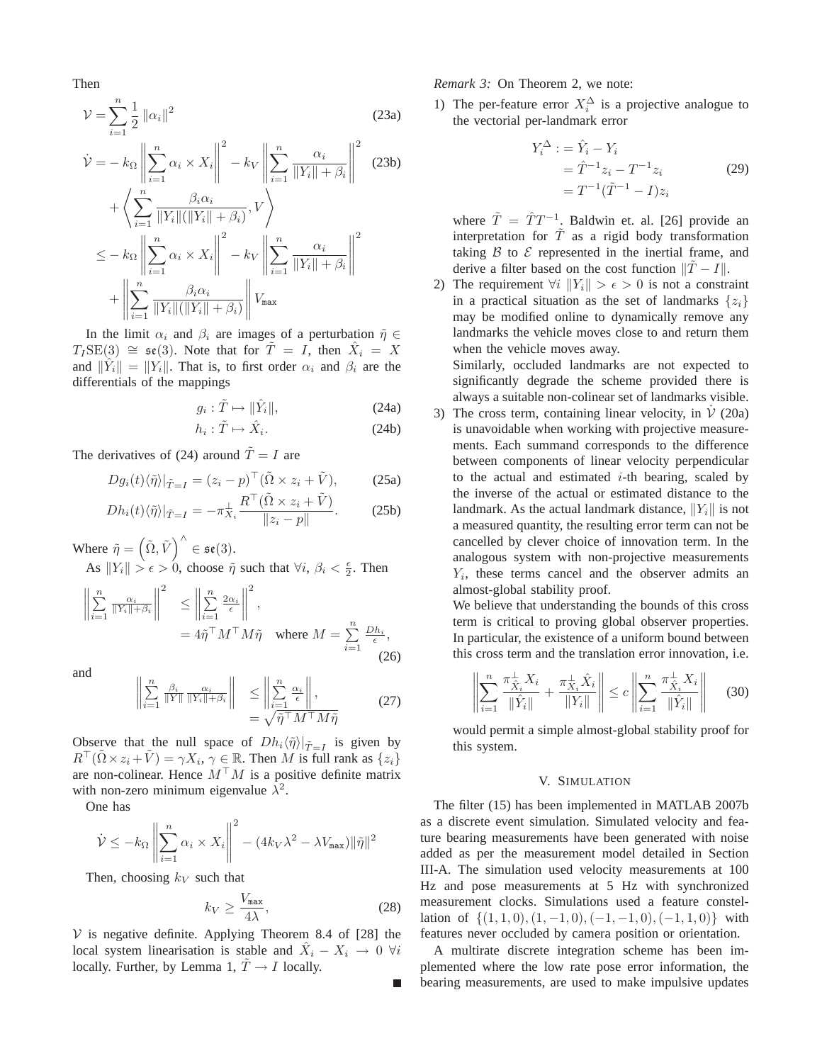Then

$$\mathcal{V} = \sum_{i=1}^{n} \frac{1}{2} \|\alpha_i\|^2 \tag{23a}$$

$$\begin{aligned} \dot{\mathcal{V}} = & - k_\Omega \left\| \sum_{i=1}^{n} \alpha_i \times X_i \right\|^2 - k_V \left\| \sum_{i=1}^{n} \frac{\alpha_i}{\|Y_i\| + \beta_i} \right\|^2 \\ & + \left\langle \sum_{i=1}^{n} \frac{\beta_i \alpha_i}{\|Y_i\|(\|Y_i\| + \beta_i)}, V \right\rangle \\ \leq & - k_\Omega \left\| \sum_{i=1}^{n} \alpha_i \times X_i \right\|^2 - k_V \left\| \sum_{i=1}^{n} \frac{\alpha_i}{\|Y_i\| + \beta_i} \right\|^2 \\ & + \left\| \sum_{i=1}^{n} \frac{\beta_i \alpha_i}{\|Y_i\|(\|Y_i\| + \beta_i)} \right\| V_{\max} \end{aligned} \tag{23b}$$

In the limit $\alpha_i$ and $\beta_i$ are images of a perturbation $\tilde{\eta} \in T_I\mathrm{SE}(3) \cong \mathfrak{se}(3)$. Note that for $\tilde{T} = I$, then $\hat{X}_i = X$ and $\|\hat{Y}_i\| = \|Y_i\|$. That is, to first order $\alpha_i$ and $\beta_i$ are the differentials of the mappings

$$g_i : \tilde{T} \mapsto \|\hat{Y}_i\|, \tag{24a}$$

$$h_i : \tilde{T} \mapsto \hat{X}_i. \tag{24b}$$

The derivatives of (24) around $\tilde{T} = I$ are

$$Dg_i(t)\langle\tilde{\eta}\rangle|_{\tilde{T}=I} = (z_i - p)^\top (\tilde{\Omega} \times z_i + \tilde{V}), \tag{25a}$$

$$Dh_i(t)\langle\tilde{\eta}\rangle|_{\tilde{T}=I} = -\pi_{X_i}^{\perp} \frac{R^\top(\tilde{\Omega} \times z_i + \tilde{V})}{\|z_i - p\|}. \tag{25b}$$

Where $\tilde{\eta} = \left(\tilde{\Omega}, \tilde{V}\right)^\wedge \in \mathfrak{se}(3)$.

As $\|Y_i\| > \epsilon > 0$, choose $\tilde{\eta}$ such that $\forall i,\ \beta_i < \frac{\epsilon}{2}$. Then

$$\begin{aligned} \left\| \sum_{i=1}^{n} \frac{\alpha_i}{\|Y_i\| + \beta_i} \right\|^2 & \leq \left\| \sum_{i=1}^{n} \frac{2\alpha_i}{\epsilon} \right\|^2, \\ & = 4\tilde{\eta}^\top M^\top M \tilde{\eta} \quad \text{where } M = \sum_{i=1}^{n} \frac{Dh_i}{\epsilon}, \end{aligned} \tag{26}$$

and

$$\begin{aligned} \left\| \sum_{i=1}^{n} \frac{\beta_i}{\|Y\|} \frac{\alpha_i}{\|Y_i\| + \beta_i} \right\| & \leq \left\| \sum_{i=1}^{n} \frac{\alpha_i}{\epsilon} \right\|, \\ & = \sqrt{\tilde{\eta}^\top M^\top M \tilde{\eta}} \end{aligned} \tag{27}$$

Observe that the null space of $Dh_i\langle\tilde{\eta}\rangle|_{\tilde{T}=I}$ is given by $R^\top(\tilde{\Omega} \times z_i + \tilde{V}) = \gamma X_i$, $\gamma \in \mathbb{R}$. Then $M$ is full rank as $\{z_i\}$ are non-colinear. Hence $M^\top M$ is a positive definite matrix with non-zero minimum eigenvalue $\lambda^2$.

One has

$$\dot{\mathcal{V}} \leq -k_\Omega \left\| \sum_{i=1}^{n} \alpha_i \times X_i \right\|^2 - (4k_V \lambda^2 - \lambda V_{\max}) \|\tilde{\eta}\|^2$$

Then, choosing $k_V$ such that

$$k_V \geq \frac{V_{\max}}{4\lambda}, \tag{28}$$

$\mathcal{V}$ is negative definite. Applying Theorem 8.4 of [28] the local system linearisation is stable and $\hat{X}_i - X_i \to 0 \ \forall i$ locally. Further, by Lemma 1, $\tilde{T} \to I$ locally. ∎

*Remark 3:* On Theorem 2, we note:

1) The per-feature error $X_i^\Delta$ is a projective analogue to the vectorial per-landmark error

$$\begin{aligned} Y_i^\Delta : &= \hat{Y}_i - Y_i \\ &= \hat{T}^{-1} z_i - T^{-1} z_i \\ &= T^{-1}(\tilde{T}^{-1} - I) z_i \end{aligned} \tag{29}$$

where $\tilde{T} = \hat{T}T^{-1}$. Baldwin et. al. [26] provide an interpretation for $\tilde{T}$ as a rigid body transformation taking $\mathcal{B}$ to $\mathcal{E}$ represented in the inertial frame, and derive a filter based on the cost function $\|\tilde{T} - I\|$.

2) The requirement $\forall i \ \|Y_i\| > \epsilon > 0$ is not a constraint in a practical situation as the set of landmarks $\{z_i\}$ may be modified online to dynamically remove any landmarks the vehicle moves close to and return them when the vehicle moves away.

   Similarly, occluded landmarks are not expected to significantly degrade the scheme provided there is always a suitable non-colinear set of landmarks visible.

3) The cross term, containing linear velocity, in $\dot{\mathcal{V}}$ (20a) is unavoidable when working with projective measurements. Each summand corresponds to the difference between components of linear velocity perpendicular to the actual and estimated $i$-th bearing, scaled by the inverse of the actual or estimated distance to the landmark. As the actual landmark distance, $\|Y_i\|$ is not a measured quantity, the resulting error term can not be cancelled by clever choice of innovation term. In the analogous system with non-projective measurements $Y_i$, these terms cancel and the observer admits an almost-global stability proof.

   We believe that understanding the bounds of this cross term is critical to proving global observer properties. In particular, the existence of a uniform bound between this cross term and the translation error innovation, i.e.

$$\left\| \sum_{i=1}^{n} \frac{\pi_{\hat{X}_i}^{\perp} X_i}{\|\hat{Y}_i\|} + \frac{\pi_{X_i}^{\perp} \hat{X}_i}{\|Y_i\|} \right\| \leq c \left\| \sum_{i=1}^{n} \frac{\pi_{\hat{X}_i}^{\perp} X_i}{\|\hat{Y}_i\|} \right\| \tag{30}$$

   would permit a simple almost-global stability proof for this system.

## V. Simulation

The filter (15) has been implemented in MATLAB 2007b as a discrete event simulation. Simulated velocity and feature bearing measurements have been generated with noise added as per the measurement model detailed in Section III-A. The simulation used velocity measurements at 100 Hz and pose measurements at 5 Hz with synchronized measurement clocks. Simulations used a feature constellation of $\{(1, 1, 0), (1, -1, 0), (-1, -1, 0), (-1, 1, 0)\}$ with features never occluded by camera position or orientation.

A multirate discrete integration scheme has been implemented where the low rate pose error information, the bearing measurements, are used to make impulsive updates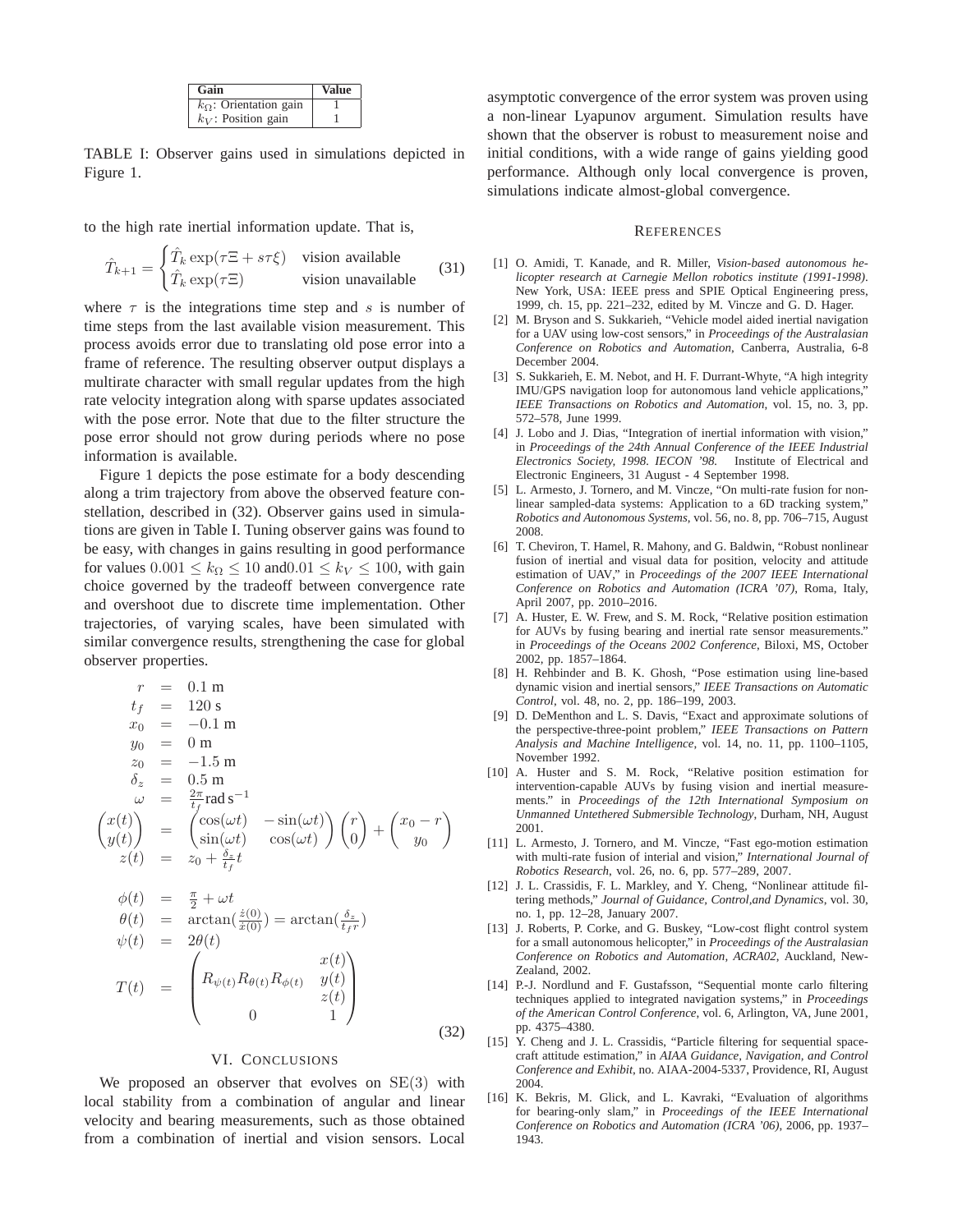| Gain | Value |
| --- | --- |
| $k_\Omega$: Orientation gain | 1 |
| $k_V$: Position gain | 1 |

TABLE I: Observer gains used in simulations depicted in Figure 1.

to the high rate inertial information update. That is,

$$\hat{T}_{k+1} = \begin{cases} \hat{T}_k \exp(\tau \Xi + s\tau \xi) & \text{vision available} \\ \hat{T}_k \exp(\tau \Xi) & \text{vision unavailable} \end{cases} \tag{31}$$

where $\tau$ is the integrations time step and $s$ is number of time steps from the last available vision measurement. This process avoids error due to translating old pose error into a frame of reference. The resulting observer output displays a multirate character with small regular updates from the high rate velocity integration along with sparse updates associated with the pose error. Note that due to the filter structure the pose error should not grow during periods where no pose information is available.

Figure 1 depicts the pose estimate for a body descending along a trim trajectory from above the observed feature constellation, described in (32). Observer gains used in simulations are given in Table I. Tuning observer gains was found to be easy, with changes in gains resulting in good performance for values $0.001 \leq k_\Omega \leq 10$ and$0.01 \leq k_V \leq 100$, with gain choice governed by the tradeoff between convergence rate and overshoot due to discrete time implementation. Other trajectories, of varying scales, have been simulated with similar convergence results, strengthening the case for global observer properties.

$$\begin{aligned}
r &= 0.1 \text{ m} \\
t_f &= 120 \text{ s} \\
x_0 &= -0.1 \text{ m} \\
y_0 &= 0 \text{ m} \\
z_0 &= -1.5 \text{ m} \\
\delta_z &= 0.5 \text{ m} \\
\omega &= \tfrac{2\pi}{t_f} \text{rad s}^{-1} \\
\begin{pmatrix} x(t) \\ y(t) \end{pmatrix} &= \begin{pmatrix} \cos(\omega t) & -\sin(\omega t) \\ \sin(\omega t) & \cos(\omega t) \end{pmatrix} \begin{pmatrix} r \\ 0 \end{pmatrix} + \begin{pmatrix} x_0 - r \\ y_0 \end{pmatrix} \\
z(t) &= z_0 + \tfrac{\delta_z}{t_f} t \\
\\
\phi(t) &= \tfrac{\pi}{2} + \omega t \\
\theta(t) &= \arctan\left(\tfrac{\dot{z}(0)}{\dot{x}(0)}\right) = \arctan\left(\tfrac{\delta_z}{t_f r}\right) \\
\psi(t) &= 2\theta(t) \\
T(t) &= \begin{pmatrix} R_{\psi(t)} R_{\theta(t)} R_{\phi(t)} & \begin{matrix} x(t) \\ y(t) \\ z(t) \end{matrix} \\ 0 & 1 \end{pmatrix}
\end{aligned} \tag{32}$$

## VI. Conclusions

We proposed an observer that evolves on $\mathrm{SE}(3)$ with local stability from a combination of angular and linear velocity and bearing measurements, such as those obtained from a combination of inertial and vision sensors. Local asymptotic convergence of the error system was proven using a non-linear Lyapunov argument. Simulation results have shown that the observer is robust to measurement noise and initial conditions, with a wide range of gains yielding good performance. Although only local convergence is proven, simulations indicate almost-global convergence.

## References

[1] O. Amidi, T. Kanade, and R. Miller, *Vision-based autonomous helicopter research at Carnegie Mellon robotics institute (1991-1998)*. New York, USA: IEEE press and SPIE Optical Engineering press, 1999, ch. 15, pp. 221–232, edited by M. Vincze and G. D. Hager.

[2] M. Bryson and S. Sukkarieh, "Vehicle model aided inertial navigation for a UAV using low-cost sensors," in *Proceedings of the Australasian Conference on Robotics and Automation*, Canberra, Australia, 6-8 December 2004.

[3] S. Sukkarieh, E. M. Nebot, and H. F. Durrant-Whyte, "A high integrity IMU/GPS navigation loop for autonomous land vehicle applications," *IEEE Transactions on Robotics and Automation*, vol. 15, no. 3, pp. 572–578, June 1999.

[4] J. Lobo and J. Dias, "Integration of inertial information with vision," in *Proceedings of the 24th Annual Conference of the IEEE Industrial Electronics Society, 1998. IECON '98.* Institute of Electrical and Electronic Engineers, 31 August - 4 September 1998.

[5] L. Armesto, J. Tornero, and M. Vincze, "On multi-rate fusion for non-linear sampled-data systems: Application to a 6D tracking system," *Robotics and Autonomous Systems*, vol. 56, no. 8, pp. 706–715, August 2008.

[6] T. Cheviron, T. Hamel, R. Mahony, and G. Baldwin, "Robust nonlinear fusion of inertial and visual data for position, velocity and attitude estimation of UAV," in *Proceedings of the 2007 IEEE International Conference on Robotics and Automation (ICRA '07)*, Roma, Italy, April 2007, pp. 2010–2016.

[7] A. Huster, E. W. Frew, and S. M. Rock, "Relative position estimation for AUVs by fusing bearing and inertial rate sensor measurements." in *Proceedings of the Oceans 2002 Conference*, Biloxi, MS, October 2002, pp. 1857–1864.

[8] H. Rehbinder and B. K. Ghosh, "Pose estimation using line-based dynamic vision and inertial sensors," *IEEE Transactions on Automatic Control*, vol. 48, no. 2, pp. 186–199, 2003.

[9] D. DeMenthon and L. S. Davis, "Exact and approximate solutions of the perspective-three-point problem," *IEEE Transactions on Pattern Analysis and Machine Intelligence*, vol. 14, no. 11, pp. 1100–1105, November 1992.

[10] A. Huster and S. M. Rock, "Relative position estimation for intervention-capable AUVs by fusing vision and inertial measurements." in *Proceedings of the 12th International Symposium on Unmanned Untethered Submersible Technology*, Durham, NH, August 2001.

[11] L. Armesto, J. Tornero, and M. Vincze, "Fast ego-motion estimation with multi-rate fusion of interial and vision," *International Journal of Robotics Research*, vol. 26, no. 6, pp. 577–289, 2007.

[12] J. L. Crassidis, F. L. Markley, and Y. Cheng, "Nonlinear attitude filtering methods," *Journal of Guidance, Control,and Dynamics*, vol. 30, no. 1, pp. 12–28, January 2007.

[13] J. Roberts, P. Corke, and G. Buskey, "Low-cost flight control system for a small autonomous helicopter," in *Proceedings of the Australasian Conference on Robotics and Automation, ACRA02*, Auckland, New-Zealand, 2002.

[14] P.-J. Nordlund and F. Gustafsson, "Sequential monte carlo filtering techniques applied to integrated navigation systems," in *Proceedings of the American Control Conference*, vol. 6, Arlington, VA, June 2001, pp. 4375–4380.

[15] Y. Cheng and J. L. Crassidis, "Particle filtering for sequential spacecraft attitude estimation," in *AIAA Guidance, Navigation, and Control Conference and Exhibit*, no. AIAA-2004-5337, Providence, RI, August 2004.

[16] K. Bekris, M. Glick, and L. Kavraki, "Evaluation of algorithms for bearing-only slam," in *Proceedings of the IEEE International Conference on Robotics and Automation (ICRA '06)*, 2006, pp. 1937–1943.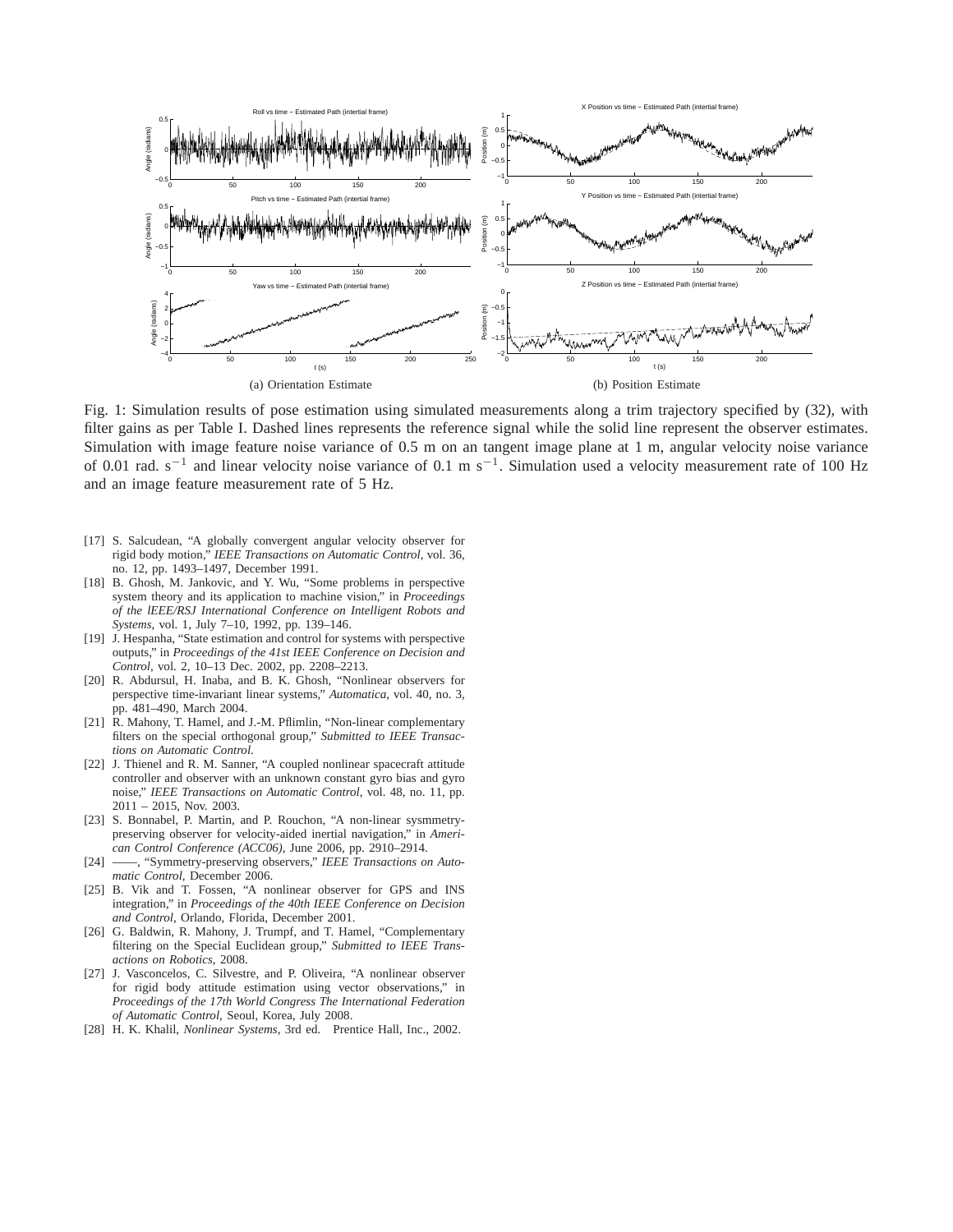Roll vs time − Estimated Path (intertial frame)

Angle (radians)

0.5
0
−0.5
0 50 100 150 200

Pitch vs time − Estimated Path (intertial frame)

Angle (radians)

0.5
0
−0.5
−1
0 50 100 150 200

Yaw vs time − Estimated Path (intertial frame)

Angle (radians)

4
2
0
−2
−4
0 50 100 150 200 250

t (s)

(a) Orientation Estimate

X Position vs time − Estimated Path (intertial frame)

Position (m)

1
0.5
0
−0.5
−1
0 50 100 150 200

Y Position vs time − Estimated Path (intertial frame)

Position (m)

1
0.5
0
−0.5
−1
0 50 100 150 200

Z Position vs time − Estimated Path (intertial frame)

Position (m)

0
−0.5
−1
−1.5
−2
0 50 100 150 200

t (s)

(b) Position Estimate

Fig. 1: Simulation results of pose estimation using simulated measurements along a trim trajectory specified by (32), with filter gains as per Table I. Dashed lines represents the reference signal while the solid line represent the observer estimates. Simulation with image feature noise variance of 0.5 m on an tangent image plane at 1 m, angular velocity noise variance of 0.01 rad. $s^{-1}$ and linear velocity noise variance of 0.1 m $s^{-1}$. Simulation used a velocity measurement rate of 100 Hz and an image feature measurement rate of 5 Hz.

[17] S. Salcudean, "A globally convergent angular velocity observer for rigid body motion," *IEEE Transactions on Automatic Control*, vol. 36, no. 12, pp. 1493–1497, December 1991.

[18] B. Ghosh, M. Jankovic, and Y. Wu, "Some problems in perspective system theory and its application to machine vision," in *Proceedings of the IEEE/RSJ International Conference on Intelligent Robots and Systems*, vol. 1, July 7–10, 1992, pp. 139–146.

[19] J. Hespanha, "State estimation and control for systems with perspective outputs," in *Proceedings of the 41st IEEE Conference on Decision and Control*, vol. 2, 10–13 Dec. 2002, pp. 2208–2213.

[20] R. Abdursul, H. Inaba, and B. K. Ghosh, "Nonlinear observers for perspective time-invariant linear systems," *Automatica*, vol. 40, no. 3, pp. 481–490, March 2004.

[21] R. Mahony, T. Hamel, and J.-M. Pflimlin, "Non-linear complementary filters on the special orthogonal group," *Submitted to IEEE Transactions on Automatic Control*.

[22] J. Thienel and R. M. Sanner, "A coupled nonlinear spacecraft attitude controller and observer with an unknown constant gyro bias and gyro noise," *IEEE Transactions on Automatic Control*, vol. 48, no. 11, pp. 2011 – 2015, Nov. 2003.

[23] S. Bonnabel, P. Martin, and P. Rouchon, "A non-linear sysmmetry-preserving observer for velocity-aided inertial navigation," in *American Control Conference (ACC06)*, June 2006, pp. 2910–2914.

[24] ——, "Symmetry-preserving observers," *IEEE Transactions on Automatic Control*, December 2006.

[25] B. Vik and T. Fossen, "A nonlinear observer for GPS and INS integration," in *Proceedings of the 40th IEEE Conference on Decision and Control*, Orlando, Florida, December 2001.

[26] G. Baldwin, R. Mahony, J. Trumpf, and T. Hamel, "Complementary filtering on the Special Euclidean group," *Submitted to IEEE Transactions on Robotics*, 2008.

[27] J. Vasconcelos, C. Silvestre, and P. Oliveira, "A nonlinear observer for rigid body attitude estimation using vector observations," in *Proceedings of the 17th World Congress The International Federation of Automatic Control*, Seoul, Korea, July 2008.

[28] H. K. Khalil, *Nonlinear Systems*, 3rd ed. Prentice Hall, Inc., 2002.